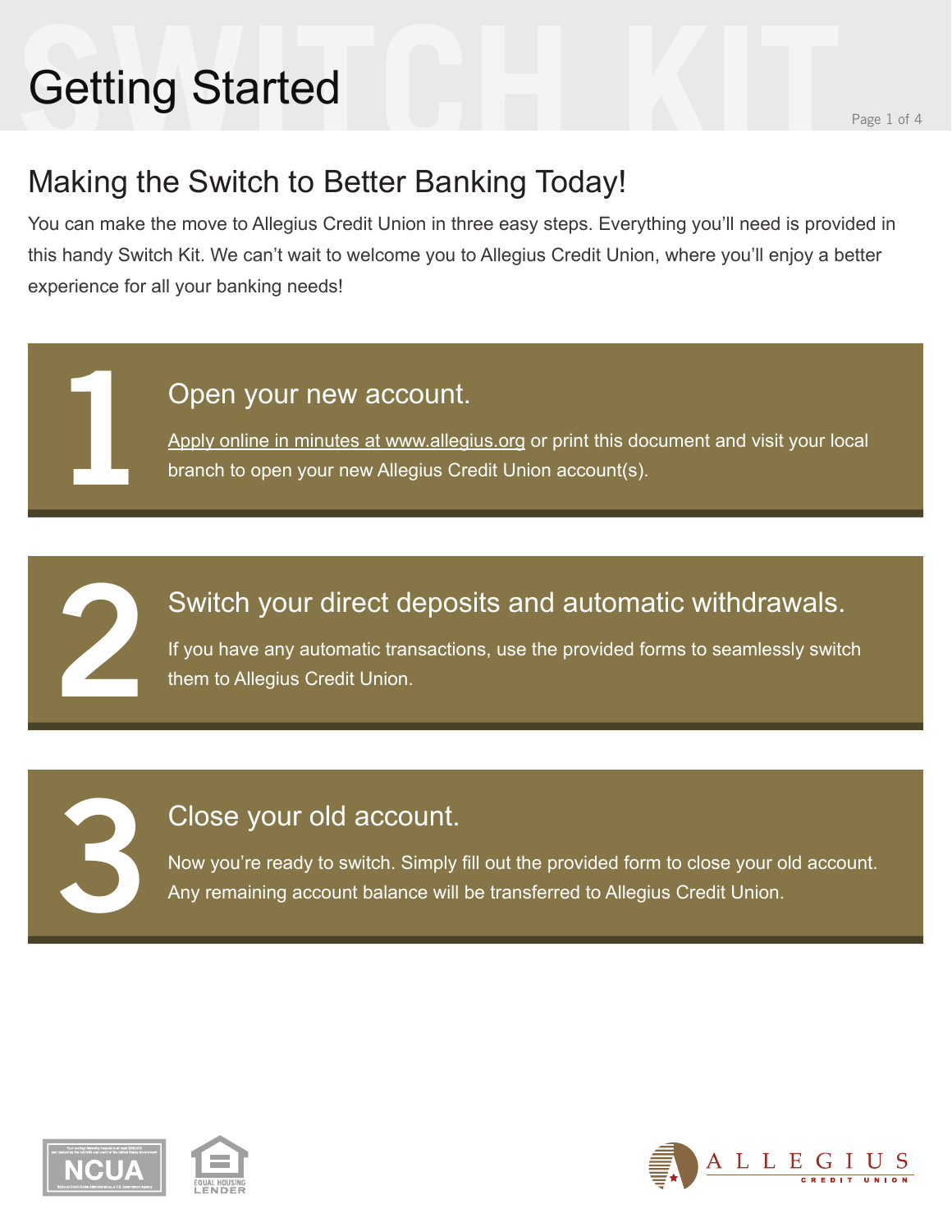# Getting Started

## Making the Switch to Better Banking Today!

You can make the move to Allegius Credit Union in three easy steps. Everything you'll need is provided in this handy Switch Kit. We can't wait to welcome you to Allegius Credit Union, where you'll enjoy a better experience for all your banking needs!

### 1 Open your new account.

Apply online in minutes at www.allegius.org or print this document and visit your local branch to open your new Allegius Credit Union account(s).

### 2 Switch your direct deposits and automatic withdrawals.

If you have any automatic transactions, use the provided forms to seamlessly switch them to Allegius Credit Union.

### 3 Close your old account.

Now you're ready to switch. Simply fill out the provided form to close your old account. Any remaining account balance will be transferred to Allegius Credit Union.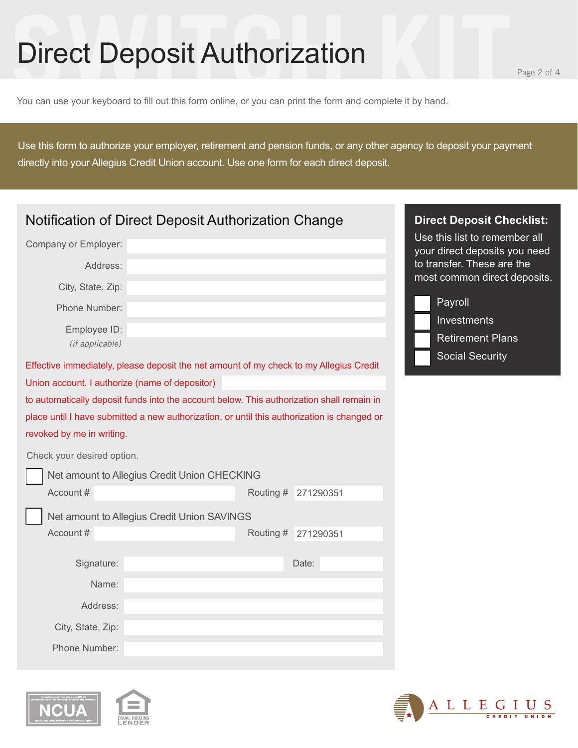# Direct Deposit Authorization

You can use your keyboard to fill out this form online, or you can print the form and complete it by hand.

Use this form to authorize your employer, retirement and pension funds, or any other agency to deposit your payment directly into your Allegius Credit Union account. Use one form for each direct deposit.

## Notification of Direct Deposit Authorization Change

Company or Employer: \_\_\_\_\_\_\_\_\_\_

Address: \_\_\_\_\_\_\_\_\_\_

City, State, Zip: \_\_\_\_\_\_\_\_\_\_

Phone Number: \_\_\_\_\_\_\_\_\_\_

Employee ID: \_\_\_\_\_\_\_\_\_\_
*(if applicable)*

Effective immediately, please deposit the net amount of my check to my Allegius Credit Union account. I authorize (name of depositor) \_\_\_\_\_\_\_\_\_\_ to automatically deposit funds into the account below. This authorization shall remain in place until I have submitted a new authorization, or until this authorization is changed or revoked by me in writing.

Check your desired option.

☐ Net amount to Allegius Credit Union CHECKING

Account # \_\_\_\_\_\_\_\_\_\_ Routing # 271290351

☐ Net amount to Allegius Credit Union SAVINGS

Account # \_\_\_\_\_\_\_\_\_\_ Routing # 271290351

Signature: \_\_\_\_\_\_\_\_\_\_ Date: \_\_\_\_\_\_\_\_\_\_

Name: \_\_\_\_\_\_\_\_\_\_

Address: \_\_\_\_\_\_\_\_\_\_

City, State, Zip: \_\_\_\_\_\_\_\_\_\_

Phone Number: \_\_\_\_\_\_\_\_\_\_

### Direct Deposit Checklist:

Use this list to remember all your direct deposits you need to transfer. These are the most common direct deposits.

- ☐ Payroll
- ☐ Investments
- ☐ Retirement Plans
- ☐ Social Security

NCUA

EQUAL HOUSING LENDER

ALLEGIUS CREDIT UNION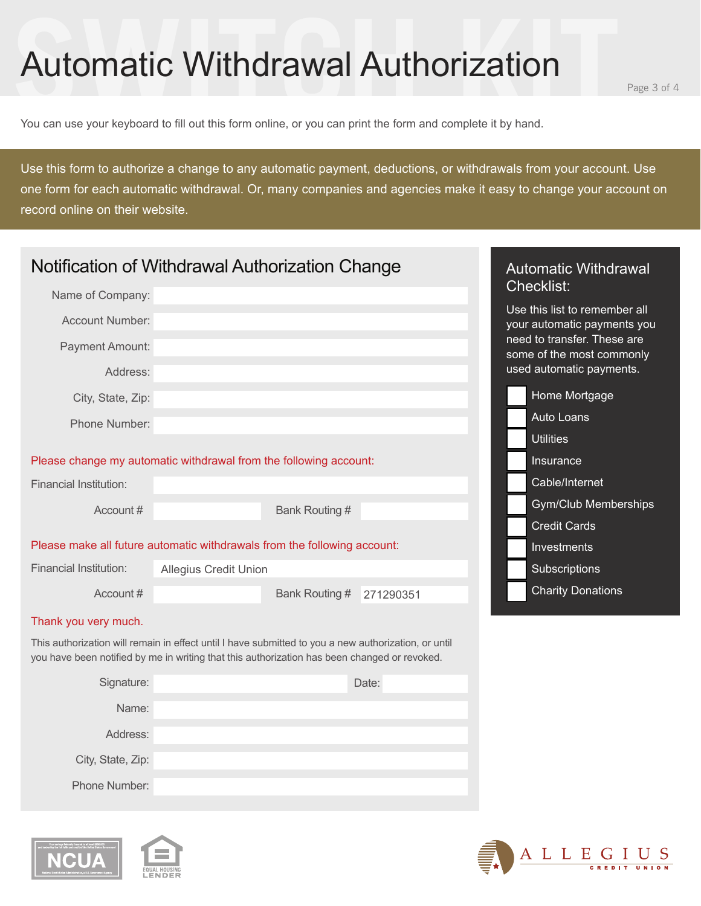# Automatic Withdrawal Authorization

You can use your keyboard to fill out this form online, or you can print the form and complete it by hand.

Use this form to authorize a change to any automatic payment, deductions, or withdrawals from your account. Use one form for each automatic withdrawal. Or, many companies and agencies make it easy to change your account on record online on their website.

## Notification of Withdrawal Authorization Change

Name of Company:

Account Number:

Payment Amount:

Address:

City, State, Zip:

Phone Number:

Please change my automatic withdrawal from the following account:

Financial Institution:

Account #  Bank Routing #

Please make all future automatic withdrawals from the following account:

Financial Institution: Allegius Credit Union

Account #  Bank Routing # 271290351

Thank you very much.

This authorization will remain in effect until I have submitted to you a new authorization, or until you have been notified by me in writing that this authorization has been changed or revoked.

Signature:  Date:

Name:

Address:

City, State, Zip:

Phone Number:

## Automatic Withdrawal Checklist:

Use this list to remember all your automatic payments you need to transfer. These are some of the most commonly used automatic payments.

- [ ] Home Mortgage
- [ ] Auto Loans
- [ ] Utilities
- [ ] Insurance
- [ ] Cable/Internet
- [ ] Gym/Club Memberships
- [ ] Credit Cards
- [ ] Investments
- [ ] Subscriptions
- [ ] Charity Donations

NCUA

EQUAL HOUSING LENDER

ALLEGIUS CREDIT UNION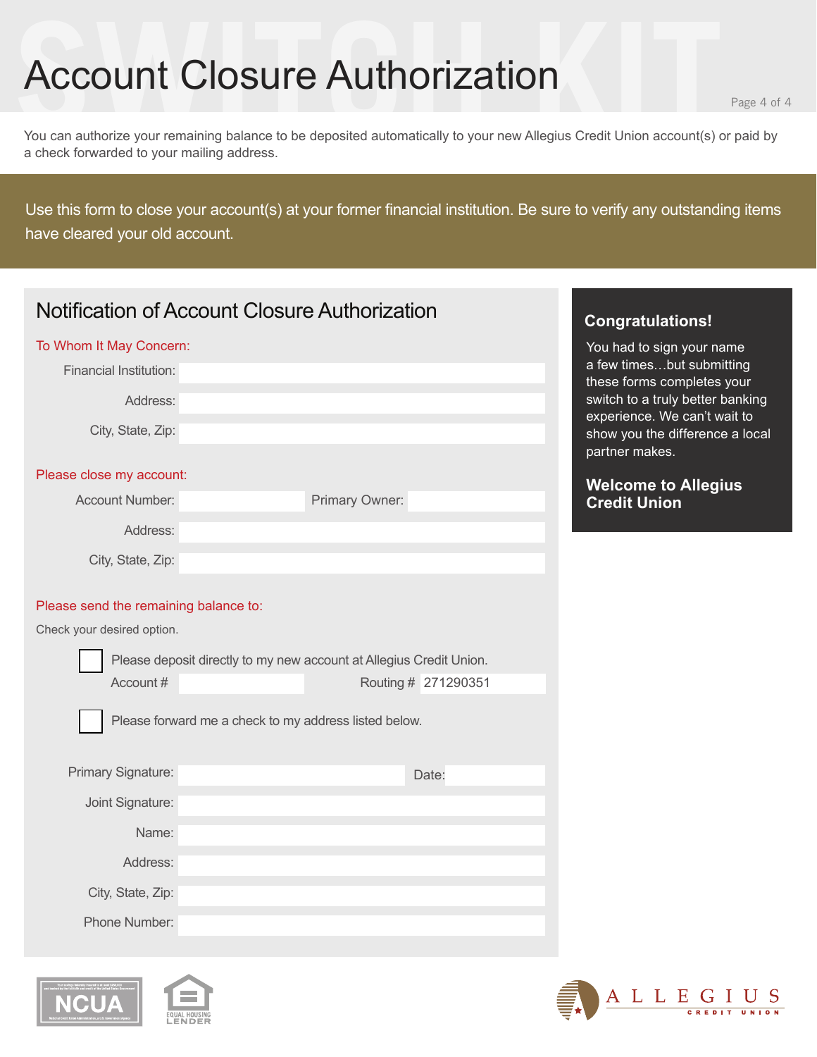# Account Closure Authorization

You can authorize your remaining balance to be deposited automatically to your new Allegius Credit Union account(s) or paid by a check forwarded to your mailing address.

Use this form to close your account(s) at your former financial institution. Be sure to verify any outstanding items have cleared your old account.

## Notification of Account Closure Authorization

To Whom It May Concern:

Financial Institution:

Address:

City, State, Zip:

Please close my account:

Account Number: Primary Owner:

Address:

City, State, Zip:

Please send the remaining balance to:

Check your desired option.

- [ ] Please deposit directly to my new account at Allegius Credit Union.
  Account # Routing # 271290351
- [ ] Please forward me a check to my address listed below.

Primary Signature: Date:

Joint Signature:

Name:

Address:

City, State, Zip:

Phone Number:

**Congratulations!**

You had to sign your name a few times…but submitting these forms completes your switch to a truly better banking experience. We can't wait to show you the difference a local partner makes.

**Welcome to Allegius Credit Union**

NCUA

EQUAL HOUSING LENDER

ALLEGIUS CREDIT UNION